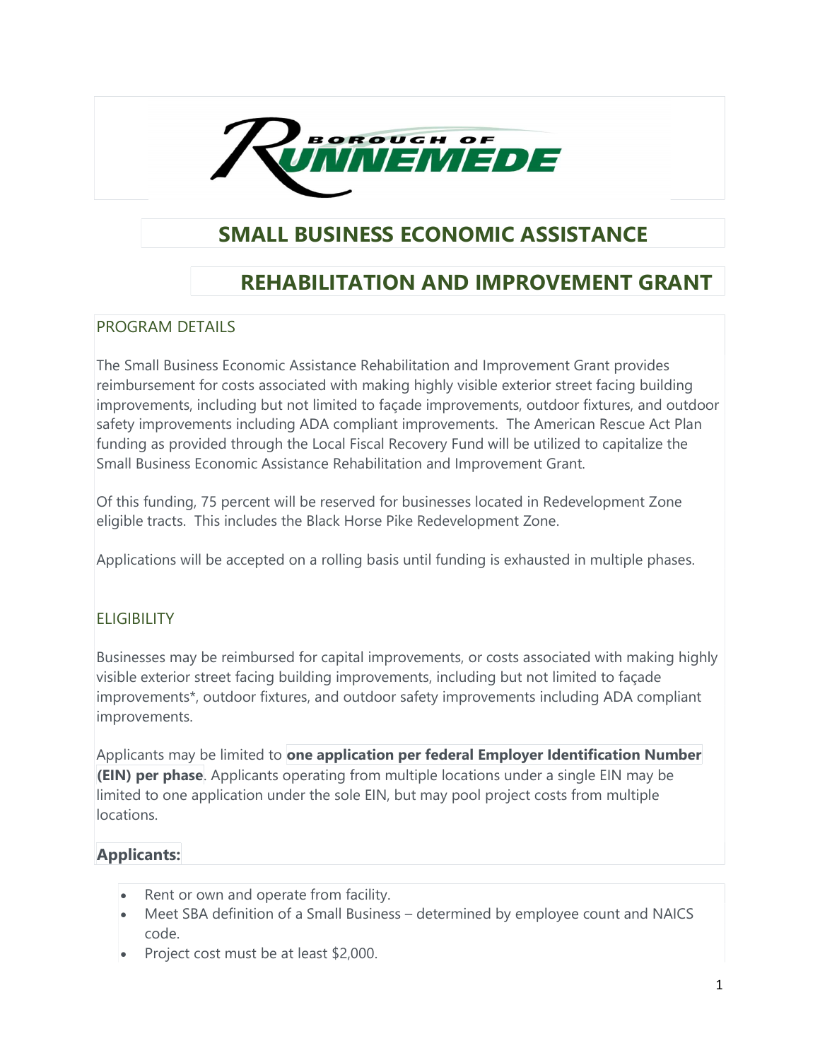BOROUGH OF RUNNEMEDE

# SMALL BUSINESS ECONOMIC ASSISTANCE

# REHABILITATION AND IMPROVEMENT GRANT

## PROGRAM DETAILS

The Small Business Economic Assistance Rehabilitation and Improvement Grant provides reimbursement for costs associated with making highly visible exterior street facing building improvements, including but not limited to façade improvements, outdoor fixtures, and outdoor safety improvements including ADA compliant improvements. The American Rescue Act Plan funding as provided through the Local Fiscal Recovery Fund will be utilized to capitalize the Small Business Economic Assistance Rehabilitation and Improvement Grant.

Of this funding, 75 percent will be reserved for businesses located in Redevelopment Zone eligible tracts. This includes the Black Horse Pike Redevelopment Zone.

Applications will be accepted on a rolling basis until funding is exhausted in multiple phases.

## ELIGIBILITY

Businesses may be reimbursed for capital improvements, or costs associated with making highly visible exterior street facing building improvements, including but not limited to façade improvements*, outdoor fixtures, and outdoor safety improvements including ADA compliant improvements.

Applicants may be limited to **one application per federal Employer Identification Number (EIN) per phase**. Applicants operating from multiple locations under a single EIN may be limited to one application under the sole EIN, but may pool project costs from multiple locations.

### Applicants:

- Rent or own and operate from facility.
- Meet SBA definition of a Small Business – determined by employee count and NAICS code.
- Project cost must be at least $2,000.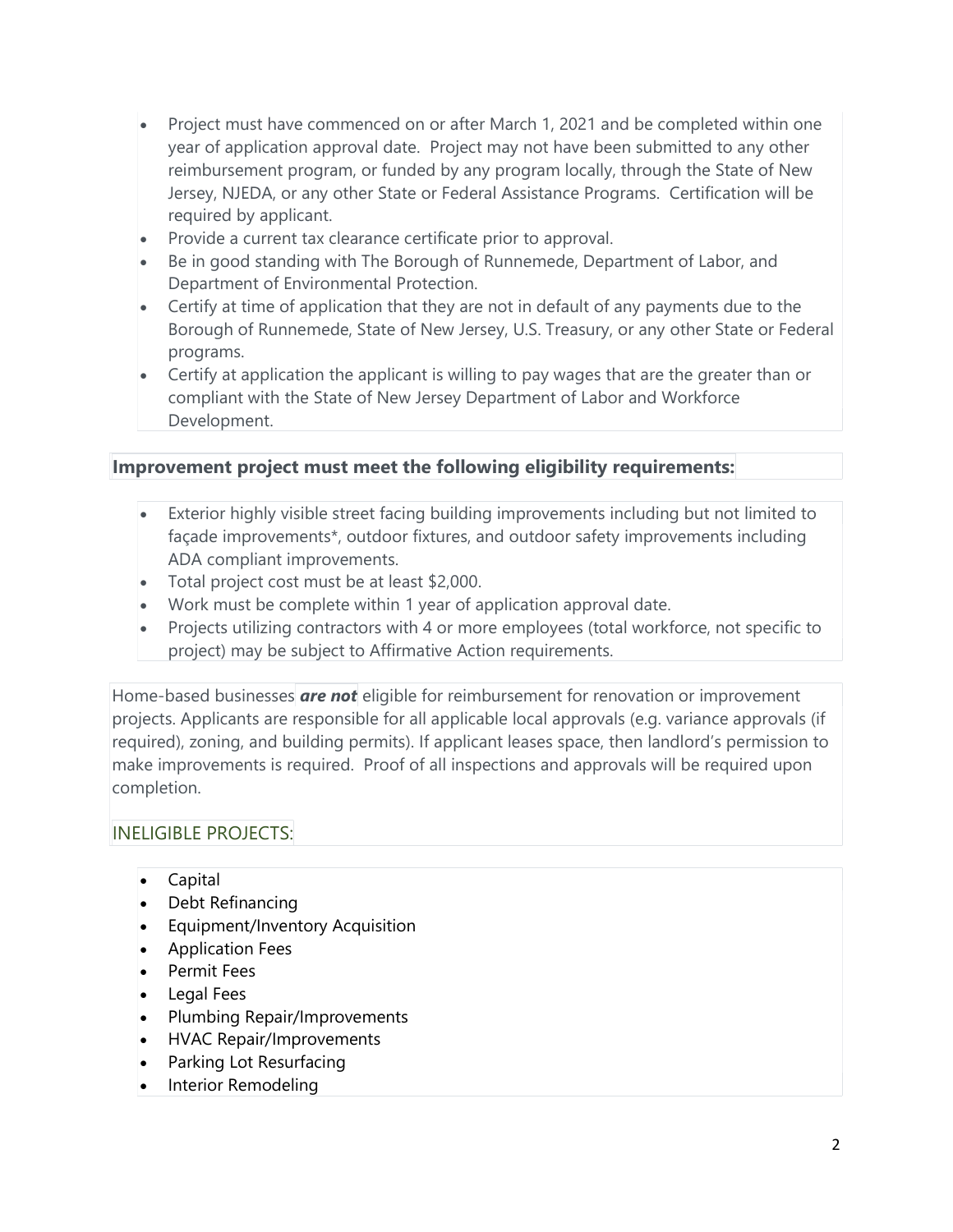- Project must have commenced on or after March 1, 2021 and be completed within one year of application approval date. Project may not have been submitted to any other reimbursement program, or funded by any program locally, through the State of New Jersey, NJEDA, or any other State or Federal Assistance Programs. Certification will be required by applicant.
- Provide a current tax clearance certificate prior to approval.
- Be in good standing with The Borough of Runnemede, Department of Labor, and Department of Environmental Protection.
- Certify at time of application that they are not in default of any payments due to the Borough of Runnemede, State of New Jersey, U.S. Treasury, or any other State or Federal programs.
- Certify at application the applicant is willing to pay wages that are the greater than or compliant with the State of New Jersey Department of Labor and Workforce Development.

**Improvement project must meet the following eligibility requirements:**

- Exterior highly visible street facing building improvements including but not limited to façade improvements*, outdoor fixtures, and outdoor safety improvements including ADA compliant improvements.
- Total project cost must be at least $2,000.
- Work must be complete within 1 year of application approval date.
- Projects utilizing contractors with 4 or more employees (total workforce, not specific to project) may be subject to Affirmative Action requirements.

Home-based businesses ***are not*** eligible for reimbursement for renovation or improvement projects. Applicants are responsible for all applicable local approvals (e.g. variance approvals (if required), zoning, and building permits). If applicant leases space, then landlord's permission to make improvements is required. Proof of all inspections and approvals will be required upon completion.

## INELIGIBLE PROJECTS:

- Capital
- Debt Refinancing
- Equipment/Inventory Acquisition
- Application Fees
- Permit Fees
- Legal Fees
- Plumbing Repair/Improvements
- HVAC Repair/Improvements
- Parking Lot Resurfacing
- Interior Remodeling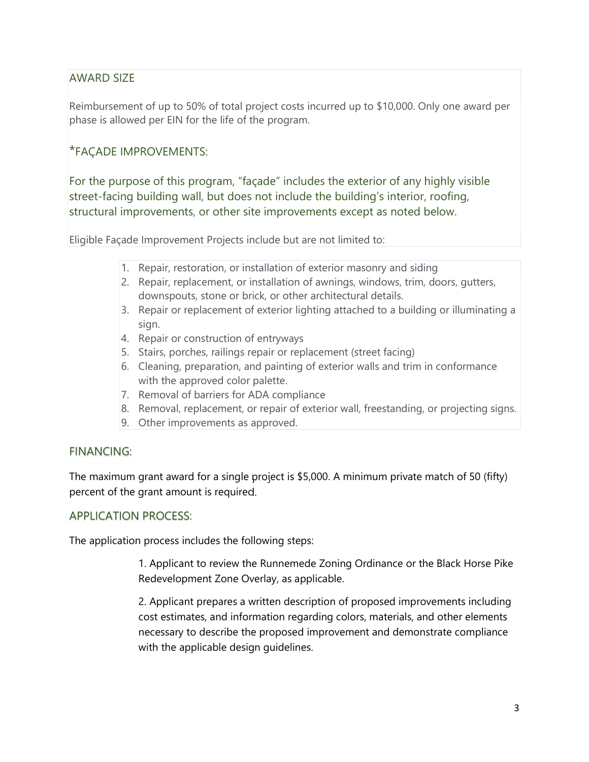## AWARD SIZE

Reimbursement of up to 50% of total project costs incurred up to $10,000. Only one award per phase is allowed per EIN for the life of the program.

## *FAÇADE IMPROVEMENTS:

For the purpose of this program, "façade" includes the exterior of any highly visible street-facing building wall, but does not include the building's interior, roofing, structural improvements, or other site improvements except as noted below.

Eligible Façade Improvement Projects include but are not limited to:

1. Repair, restoration, or installation of exterior masonry and siding
2. Repair, replacement, or installation of awnings, windows, trim, doors, gutters, downspouts, stone or brick, or other architectural details.
3. Repair or replacement of exterior lighting attached to a building or illuminating a sign.
4. Repair or construction of entryways
5. Stairs, porches, railings repair or replacement (street facing)
6. Cleaning, preparation, and painting of exterior walls and trim in conformance with the approved color palette.
7. Removal of barriers for ADA compliance
8. Removal, replacement, or repair of exterior wall, freestanding, or projecting signs.
9. Other improvements as approved.

## FINANCING:

The maximum grant award for a single project is $5,000. A minimum private match of 50 (fifty) percent of the grant amount is required.

## APPLICATION PROCESS:

The application process includes the following steps:

1. Applicant to review the Runnemede Zoning Ordinance or the Black Horse Pike Redevelopment Zone Overlay, as applicable.

2. Applicant prepares a written description of proposed improvements including cost estimates, and information regarding colors, materials, and other elements necessary to describe the proposed improvement and demonstrate compliance with the applicable design guidelines.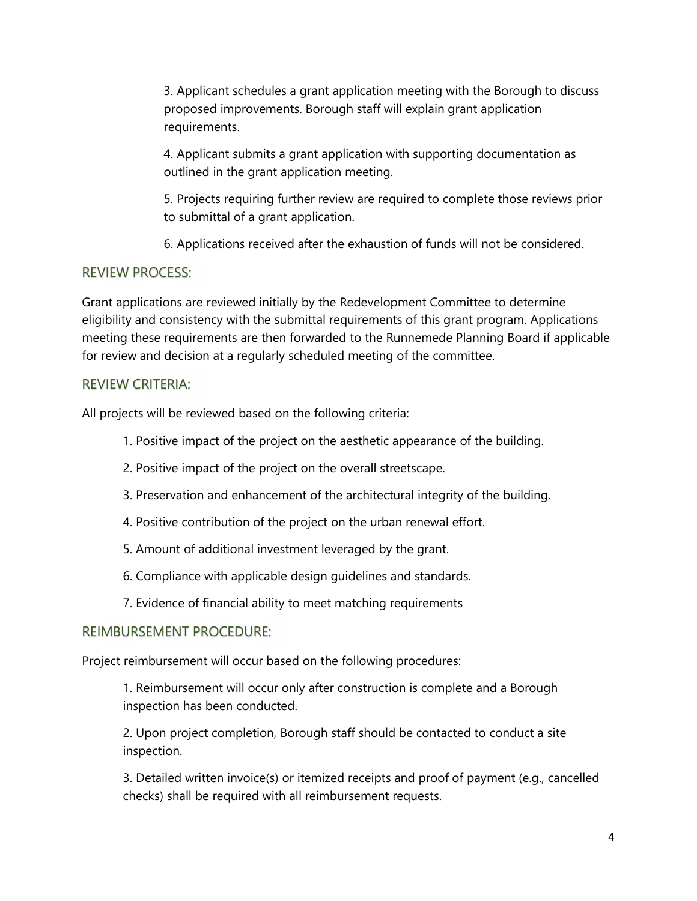3. Applicant schedules a grant application meeting with the Borough to discuss proposed improvements. Borough staff will explain grant application requirements.

4. Applicant submits a grant application with supporting documentation as outlined in the grant application meeting.

5. Projects requiring further review are required to complete those reviews prior to submittal of a grant application.

6. Applications received after the exhaustion of funds will not be considered.

## REVIEW PROCESS:

Grant applications are reviewed initially by the Redevelopment Committee to determine eligibility and consistency with the submittal requirements of this grant program. Applications meeting these requirements are then forwarded to the Runnemede Planning Board if applicable for review and decision at a regularly scheduled meeting of the committee.

## REVIEW CRITERIA:

All projects will be reviewed based on the following criteria:

1. Positive impact of the project on the aesthetic appearance of the building.
2. Positive impact of the project on the overall streetscape.
3. Preservation and enhancement of the architectural integrity of the building.
4. Positive contribution of the project on the urban renewal effort.
5. Amount of additional investment leveraged by the grant.
6. Compliance with applicable design guidelines and standards.
7. Evidence of financial ability to meet matching requirements

## REIMBURSEMENT PROCEDURE:

Project reimbursement will occur based on the following procedures:

1. Reimbursement will occur only after construction is complete and a Borough inspection has been conducted.

2. Upon project completion, Borough staff should be contacted to conduct a site inspection.

3. Detailed written invoice(s) or itemized receipts and proof of payment (e.g., cancelled checks) shall be required with all reimbursement requests.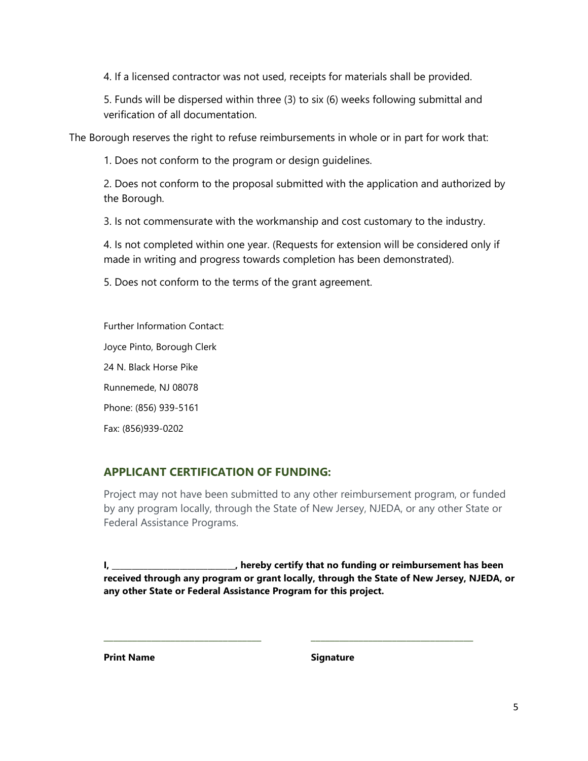4. If a licensed contractor was not used, receipts for materials shall be provided.

5. Funds will be dispersed within three (3) to six (6) weeks following submittal and verification of all documentation.

The Borough reserves the right to refuse reimbursements in whole or in part for work that:

1. Does not conform to the program or design guidelines.

2. Does not conform to the proposal submitted with the application and authorized by the Borough.

3. Is not commensurate with the workmanship and cost customary to the industry.

4. Is not completed within one year. (Requests for extension will be considered only if made in writing and progress towards completion has been demonstrated).

5. Does not conform to the terms of the grant agreement.

Further Information Contact:

Joyce Pinto, Borough Clerk

24 N. Black Horse Pike

Runnemede, NJ 08078

Phone: (856) 939-5161

Fax: (856)939-0202

## APPLICANT CERTIFICATION OF FUNDING:

Project may not have been submitted to any other reimbursement program, or funded by any program locally, through the State of New Jersey, NJEDA, or any other State or Federal Assistance Programs.

**I, ______________________________, hereby certify that no funding or reimbursement has been received through any program or grant locally, through the State of New Jersey, NJEDA, or any other State or Federal Assistance Program for this project.**

______________________________________ ______________________________________

**Print Name** **Signature**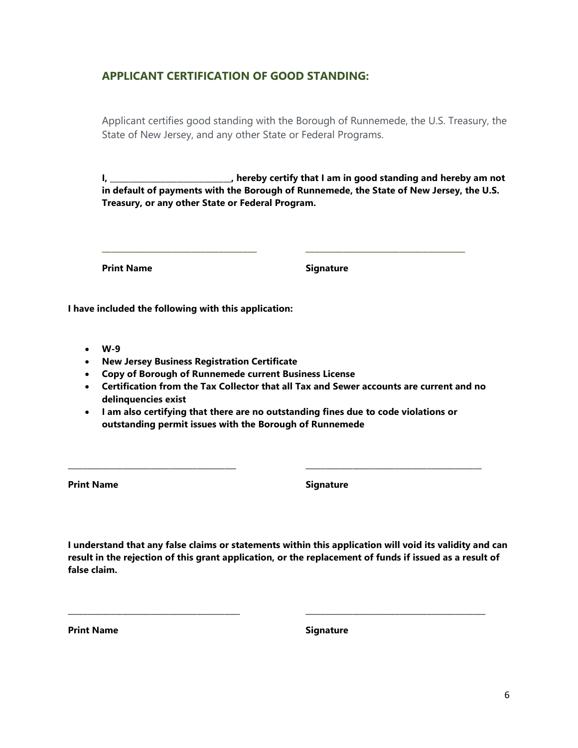## APPLICANT CERTIFICATION OF GOOD STANDING:

Applicant certifies good standing with the Borough of Runnemede, the U.S. Treasury, the State of New Jersey, and any other State or Federal Programs.

**I, ____________________________, hereby certify that I am in good standing and hereby am not in default of payments with the Borough of Runnemede, the State of New Jersey, the U.S. Treasury, or any other State or Federal Program.**

_______________________________________ _______________________________________

**Print Name** **Signature**

**I have included the following with this application:**

- **W-9**
- **New Jersey Business Registration Certificate**
- **Copy of Borough of Runnemede current Business License**
- **Certification from the Tax Collector that all Tax and Sewer accounts are current and no delinquencies exist**
- **I am also certifying that there are no outstanding fines due to code violations or outstanding permit issues with the Borough of Runnemede**

_______________________________________ _______________________________________

**Print Name** **Signature**

**I understand that any false claims or statements within this application will void its validity and can result in the rejection of this grant application, or the replacement of funds if issued as a result of false claim.**

_______________________________________ _______________________________________

**Print Name** **Signature**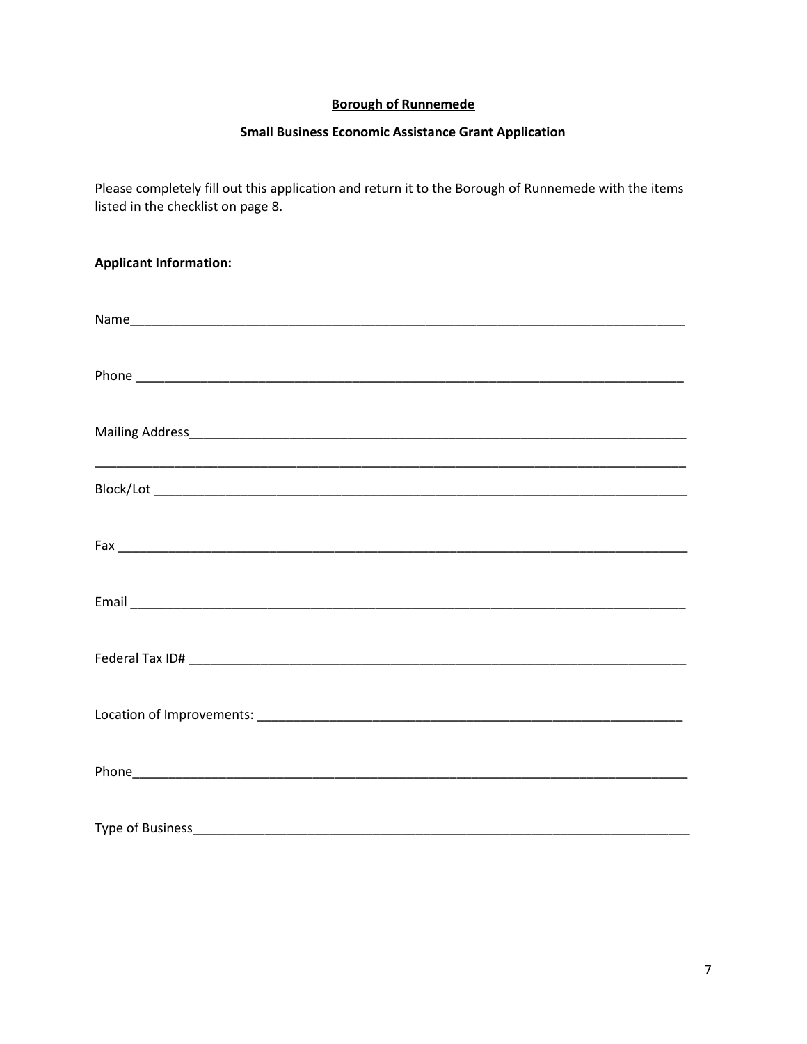**Borough of Runnemede**

**Small Business Economic Assistance Grant Application**

Please completely fill out this application and return it to the Borough of Runnemede with the items listed in the checklist on page 8.

**Applicant Information:**

Name_______________________________________________________________________________

Phone ______________________________________________________________________________

Mailing Address_______________________________________________________________________

____________________________________________________________________________________

Block/Lot ___________________________________________________________________________

Fax ________________________________________________________________________________

Email ______________________________________________________________________________

Federal Tax ID# ______________________________________________________________________

Location of Improvements: _____________________________________________________________

Phone_______________________________________________________________________________

Type of Business______________________________________________________________________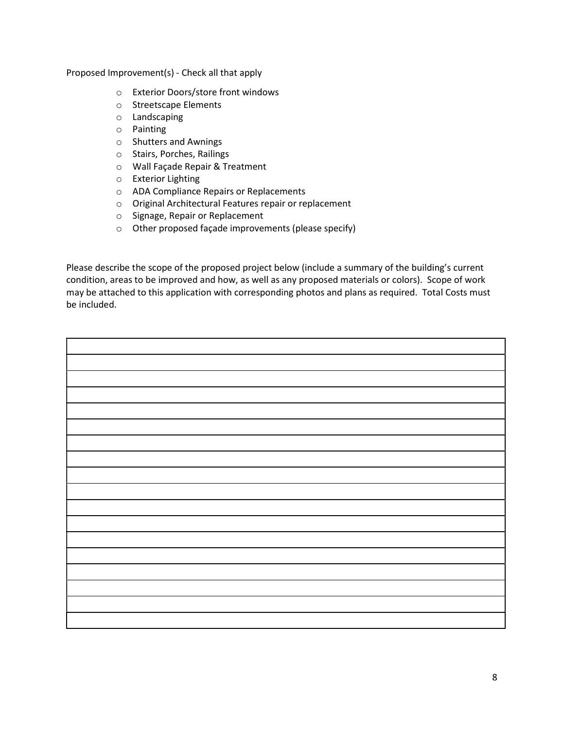Proposed Improvement(s) - Check all that apply

- Exterior Doors/store front windows
- Streetscape Elements
- Landscaping
- Painting
- Shutters and Awnings
- Stairs, Porches, Railings
- Wall Façade Repair & Treatment
- Exterior Lighting
- ADA Compliance Repairs or Replacements
- Original Architectural Features repair or replacement
- Signage, Repair or Replacement
- Other proposed façade improvements (please specify)

Please describe the scope of the proposed project below (include a summary of the building's current condition, areas to be improved and how, as well as any proposed materials or colors). Scope of work may be attached to this application with corresponding photos and plans as required. Total Costs must be included.

| |
|---|
| |
| |
| |
| |
| |
| |
| |
| |
| |
| |
| |
| |
| |
| |
| |
| |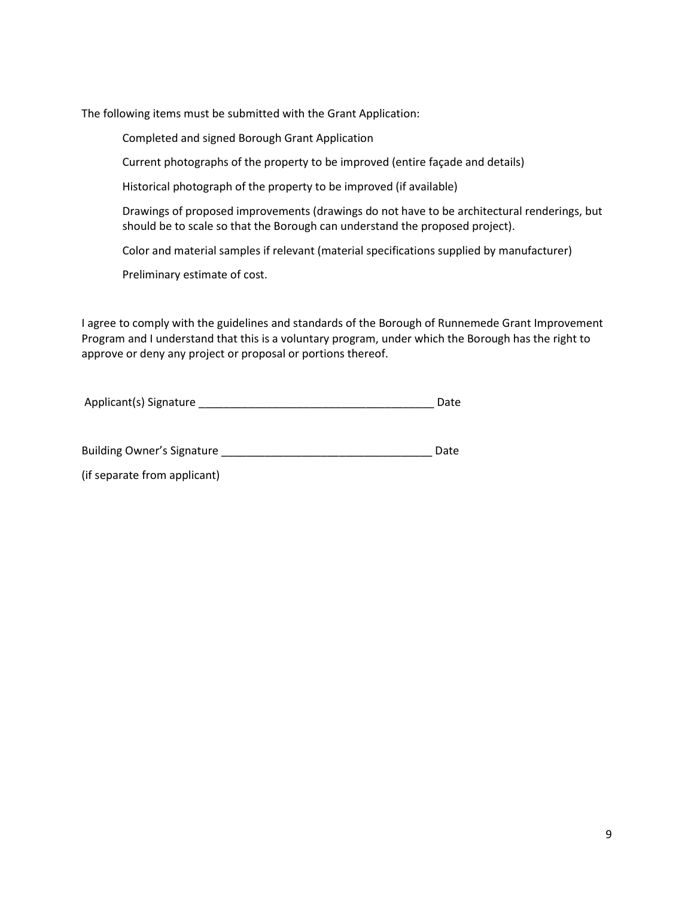The following items must be submitted with the Grant Application:

Completed and signed Borough Grant Application

Current photographs of the property to be improved (entire façade and details)

Historical photograph of the property to be improved (if available)

Drawings of proposed improvements (drawings do not have to be architectural renderings, but should be to scale so that the Borough can understand the proposed project).

Color and material samples if relevant (material specifications supplied by manufacturer)

Preliminary estimate of cost.

I agree to comply with the guidelines and standards of the Borough of Runnemede Grant Improvement Program and I understand that this is a voluntary program, under which the Borough has the right to approve or deny any project or proposal or portions thereof.

Applicant(s) Signature ______________________________________ Date

Building Owner's Signature _________________________________ Date

(if separate from applicant)